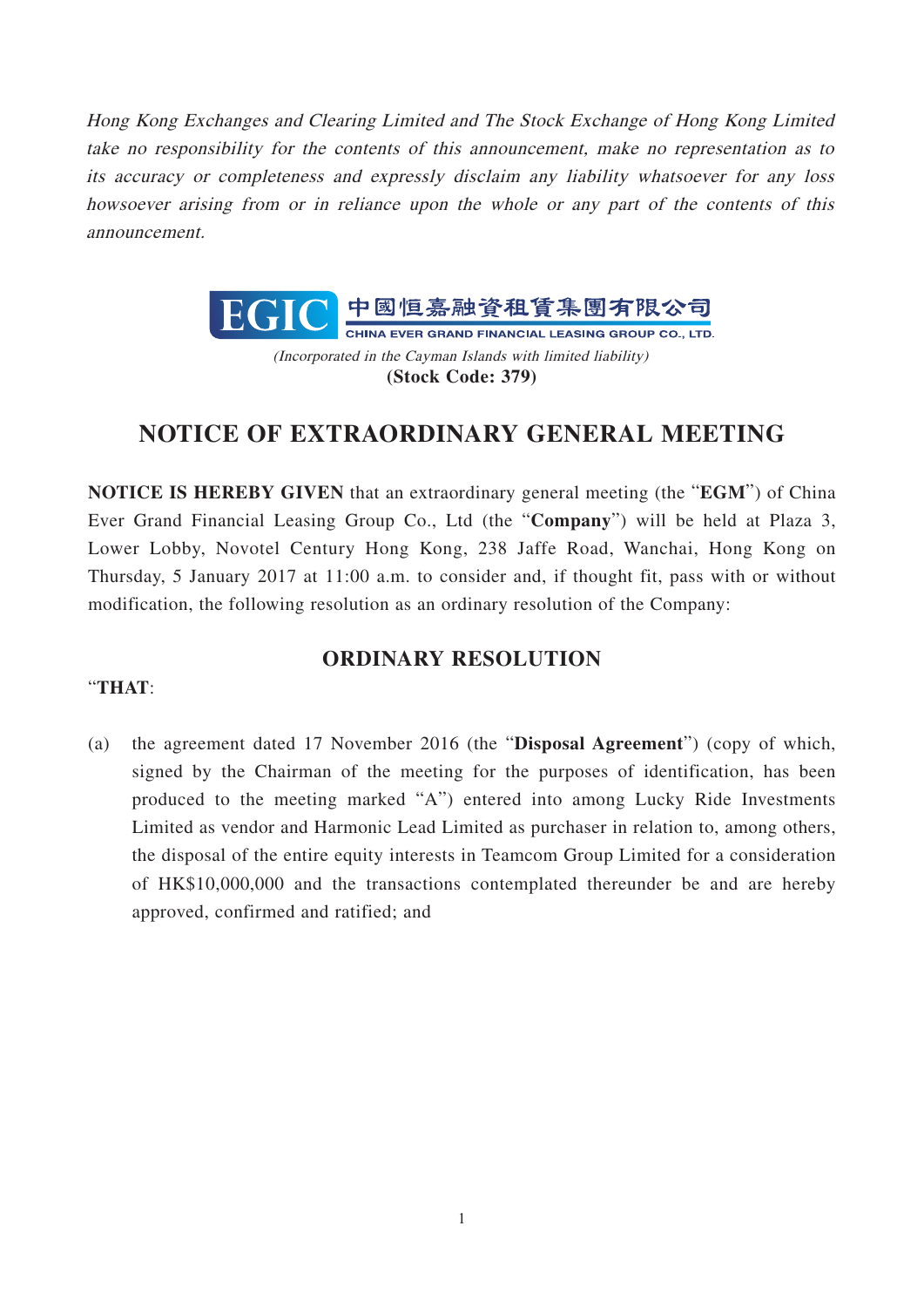*Hong Kong Exchanges and Clearing Limited and The Stock Exchange of Hong Kong Limited take no responsibility for the contents of this announcement, make no representation as to its accuracy or completeness and expressly disclaim any liability whatsoever for any loss howsoever arising from or in reliance upon the whole or any part of the contents of this announcement.*

EGIC 中國恒嘉融資租賃集團有限公司

CHINA EVER GRAND FINANCIAL LEASING GROUP CO., LTD.

*(Incorporated in the Cayman Islands with limited liability)*

**(Stock Code: 379)**

# NOTICE OF EXTRAORDINARY GENERAL MEETING

**NOTICE IS HEREBY GIVEN** that an extraordinary general meeting (the "**EGM**") of China Ever Grand Financial Leasing Group Co., Ltd (the "**Company**") will be held at Plaza 3, Lower Lobby, Novotel Century Hong Kong, 238 Jaffe Road, Wanchai, Hong Kong on Thursday, 5 January 2017 at 11:00 a.m. to consider and, if thought fit, pass with or without modification, the following resolution as an ordinary resolution of the Company:

## ORDINARY RESOLUTION

"**THAT**:

(a) the agreement dated 17 November 2016 (the "**Disposal Agreement**") (copy of which, signed by the Chairman of the meeting for the purposes of identification, has been produced to the meeting marked "A") entered into among Lucky Ride Investments Limited as vendor and Harmonic Lead Limited as purchaser in relation to, among others, the disposal of the entire equity interests in Teamcom Group Limited for a consideration of HK$10,000,000 and the transactions contemplated thereunder be and are hereby approved, confirmed and ratified; and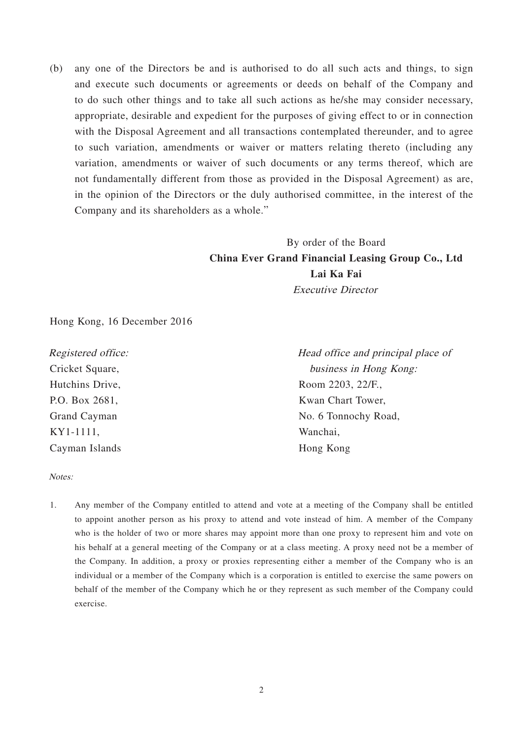(b) any one of the Directors be and is authorised to do all such acts and things, to sign and execute such documents or agreements or deeds on behalf of the Company and to do such other things and to take all such actions as he/she may consider necessary, appropriate, desirable and expedient for the purposes of giving effect to or in connection with the Disposal Agreement and all transactions contemplated thereunder, and to agree to such variation, amendments or waiver or matters relating thereto (including any variation, amendments or waiver of such documents or any terms thereof, which are not fundamentally different from those as provided in the Disposal Agreement) as are, in the opinion of the Directors or the duly authorised committee, in the interest of the Company and its shareholders as a whole."

By order of the Board
**China Ever Grand Financial Leasing Group Co., Ltd**
**Lai Ka Fai**
*Executive Director*

Hong Kong, 16 December 2016

*Registered office:*
Cricket Square,
Hutchins Drive,
P.O. Box 2681,
Grand Cayman
KY1-1111,
Cayman Islands

*Head office and principal place of business in Hong Kong:*
Room 2203, 22/F.,
Kwan Chart Tower,
No. 6 Tonnochy Road,
Wanchai,
Hong Kong

*Notes:*

1. Any member of the Company entitled to attend and vote at a meeting of the Company shall be entitled to appoint another person as his proxy to attend and vote instead of him. A member of the Company who is the holder of two or more shares may appoint more than one proxy to represent him and vote on his behalf at a general meeting of the Company or at a class meeting. A proxy need not be a member of the Company. In addition, a proxy or proxies representing either a member of the Company who is an individual or a member of the Company which is a corporation is entitled to exercise the same powers on behalf of the member of the Company which he or they represent as such member of the Company could exercise.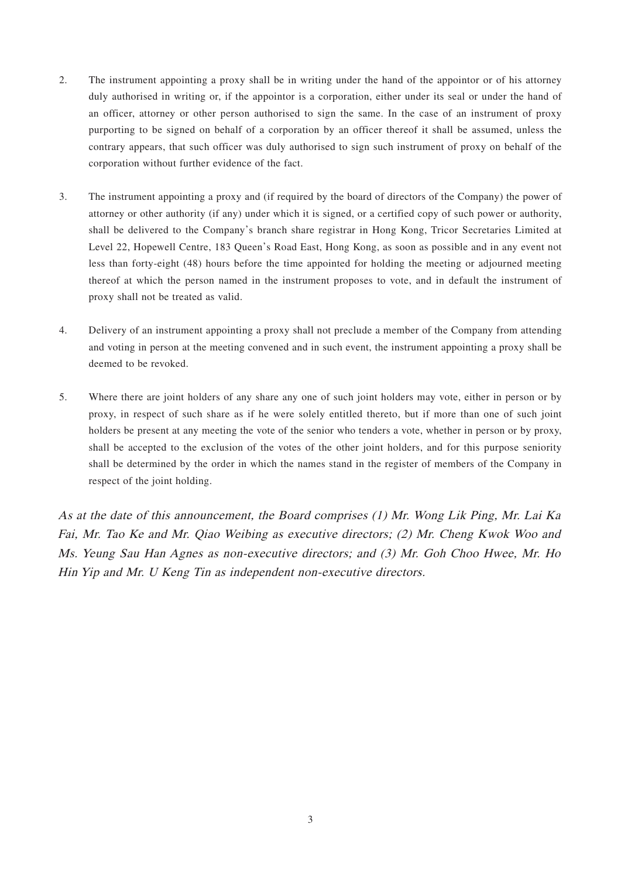2. The instrument appointing a proxy shall be in writing under the hand of the appointor or of his attorney duly authorised in writing or, if the appointor is a corporation, either under its seal or under the hand of an officer, attorney or other person authorised to sign the same. In the case of an instrument of proxy purporting to be signed on behalf of a corporation by an officer thereof it shall be assumed, unless the contrary appears, that such officer was duly authorised to sign such instrument of proxy on behalf of the corporation without further evidence of the fact.

3. The instrument appointing a proxy and (if required by the board of directors of the Company) the power of attorney or other authority (if any) under which it is signed, or a certified copy of such power or authority, shall be delivered to the Company's branch share registrar in Hong Kong, Tricor Secretaries Limited at Level 22, Hopewell Centre, 183 Queen's Road East, Hong Kong, as soon as possible and in any event not less than forty-eight (48) hours before the time appointed for holding the meeting or adjourned meeting thereof at which the person named in the instrument proposes to vote, and in default the instrument of proxy shall not be treated as valid.

4. Delivery of an instrument appointing a proxy shall not preclude a member of the Company from attending and voting in person at the meeting convened and in such event, the instrument appointing a proxy shall be deemed to be revoked.

5. Where there are joint holders of any share any one of such joint holders may vote, either in person or by proxy, in respect of such share as if he were solely entitled thereto, but if more than one of such joint holders be present at any meeting the vote of the senior who tenders a vote, whether in person or by proxy, shall be accepted to the exclusion of the votes of the other joint holders, and for this purpose seniority shall be determined by the order in which the names stand in the register of members of the Company in respect of the joint holding.

*As at the date of this announcement, the Board comprises (1) Mr. Wong Lik Ping, Mr. Lai Ka Fai, Mr. Tao Ke and Mr. Qiao Weibing as executive directors; (2) Mr. Cheng Kwok Woo and Ms. Yeung Sau Han Agnes as non-executive directors; and (3) Mr. Goh Choo Hwee, Mr. Ho Hin Yip and Mr. U Keng Tin as independent non-executive directors.*